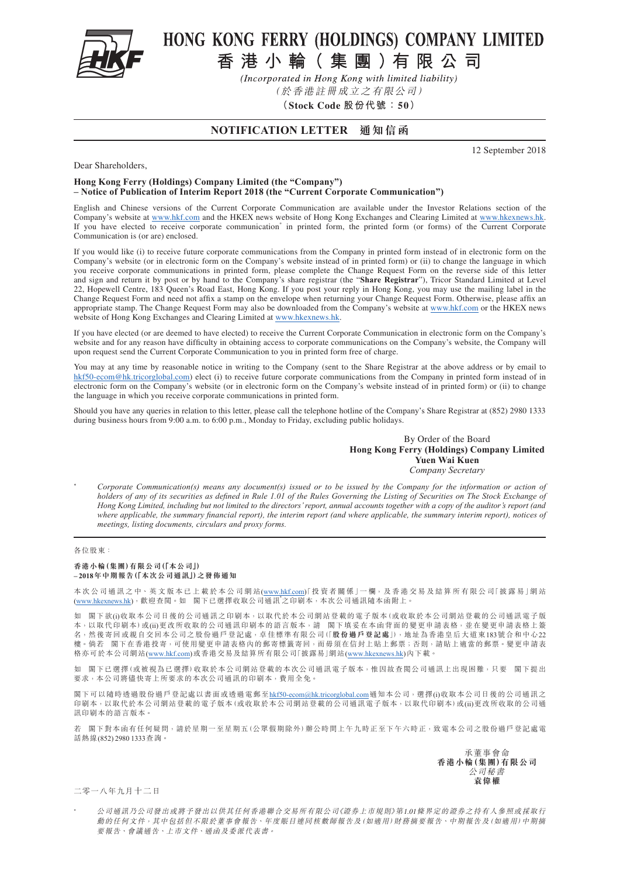# HONG KONG FERRY (HOLDINGS) COMPANY LIMITED
# 香港小輪(集團)有限公司

*(Incorporated in Hong Kong with limited liability)*
*(於香港註冊成立之有限公司)*
**(Stock Code 股份代號:50)**

## NOTIFICATION LETTER 通知信函

12 September 2018

Dear Shareholders,

**Hong Kong Ferry (Holdings) Company Limited (the "Company")**
**– Notice of Publication of Interim Report 2018 (the "Current Corporate Communication")**

English and Chinese versions of the Current Corporate Communication are available under the Investor Relations section of the Company's website at www.hkf.com and the HKEX news website of Hong Kong Exchanges and Clearing Limited at www.hkexnews.hk. If you have elected to receive corporate communication* in printed form, the printed form (or forms) of the Current Corporate Communication is (or are) enclosed.

If you would like (i) to receive future corporate communications from the Company in printed form instead of in electronic form on the Company's website (or in electronic form on the Company's website instead of in printed form) or (ii) to change the language in which you receive corporate communications in printed form, please complete the Change Request Form on the reverse side of this letter and sign and return it by post or by hand to the Company's share registrar (the "**Share Registrar**"), Tricor Standard Limited at Level 22, Hopewell Centre, 183 Queen's Road East, Hong Kong. If you post your reply in Hong Kong, you may use the mailing label in the Change Request Form and need not affix a stamp on the envelope when returning your Change Request Form. Otherwise, please affix an appropriate stamp. The Change Request Form may also be downloaded from the Company's website at www.hkf.com or the HKEX news website of Hong Kong Exchanges and Clearing Limited at www.hkexnews.hk.

If you have elected (or are deemed to have elected) to receive the Current Corporate Communication in electronic form on the Company's website and for any reason have difficulty in obtaining access to corporate communications on the Company's website, the Company will upon request send the Current Corporate Communication to you in printed form free of charge.

You may at any time by reasonable notice in writing to the Company (sent to the Share Registrar at the above address or by email to hkf50-ecom@hk.tricorglobal.com) elect (i) to receive future corporate communications from the Company in printed form instead of in electronic form on the Company's website (or in electronic form on the Company's website instead of in printed form) or (ii) to change the language in which you receive corporate communications in printed form.

Should you have any queries in relation to this letter, please call the telephone hotline of the Company's Share Registrar at (852) 2980 1333 during business hours from 9:00 a.m. to 6:00 p.m., Monday to Friday, excluding public holidays.

By Order of the Board
**Hong Kong Ferry (Holdings) Company Limited**
**Yuen Wai Kuen**
*Company Secretary*

\* *Corporate Communication(s) means any document(s) issued or to be issued by the Company for the information or action of holders of any of its securities as defined in Rule 1.01 of the Rules Governing the Listing of Securities on The Stock Exchange of Hong Kong Limited, including but not limited to the directors' report, annual accounts together with a copy of the auditor's report (and where applicable, the summary financial report), the interim report (and where applicable, the summary interim report), notices of meetings, listing documents, circulars and proxy forms.*

---

各位股東:

**香港小輪(集團)有限公司(「本公司」)**
**–2018年中期報告(「本次公司通訊」)之發佈通知**

本次公司通訊之中、英文版本已上載於本公司網站(www.hkf.com)「投資者關係」一欄,及香港交易及結算所有限公司「披露易」網站(www.hkexnews.hk),歡迎查閱。如 閣下已選擇收取公司通訊*之印刷本,本次公司通訊隨本函附上。

如 閣下欲(i)收取本公司日後的公司通訊之印刷本,以取代於本公司網站登載的電子版本(或收取於本公司網站登載的公司通訊電子版本,以取代印刷本)或(ii)更改所收取的公司通訊印刷本的語言版本,請 閣下填妥在本函背面的變更申請表格,並在變更申請表格上簽名,然後寄回或親自交回本公司之股份過戶登記處,卓佳標準有限公司(「**股份過戶登記處**」),地址為香港皇后大道東183號合和中心22樓。倘若 閣下在香港投寄,可使用變更申請表格內的郵寄標籤寄回,而毋須在信封上貼上郵票;否則,請貼上適當的郵票。變更申請表格亦可於本公司網站(www.hkf.com)或香港交易及結算所有限公司「披露易」網站(www.hkexnews.hk)內下載。

如 閣下已選擇(或被視為已選擇)收取於本公司網站登載的本次公司通訊電子版本,惟因故查閱公司通訊上出現困難,只要 閣下提出要求,本公司將儘快寄上所要求的本次公司通訊的印刷本,費用全免。

閣下可以隨時透過股份過戶登記處以書面或透過電郵至hkf50-ecom@hk.tricorglobal.com通知本公司,選擇(i)收取本公司日後的公司通訊之印刷本,以取代於本公司網站登載的電子版本(或收取於本公司網站登載的公司通訊電子版本,以取代印刷本)或(ii)更改所收取的公司通訊印刷本的語言版本。

若 閣下對本函有任何疑問,請於星期一至星期五(公眾假期除外)辦公時間上午九時正至下午六時正,致電本公司之股份過戶登記處電話熱線(852) 2980 1333查詢。

承董事會命
**香港小輪(集團)有限公司**
*公司秘書*
**袁偉權**

二零一八年九月十二日

\* *公司通訊乃公司發出或將予發出以供其任何香港聯合交易所有限公司《證券上市規則》第1.01條界定的證券之持有人參照或採取行動的任何文件,其中包括但不限於董事會報告、年度賬目連同核數師報告及(如適用)財務摘要報告、中期報告及(如適用)中期摘要報告、會議通告、上市文件、通函及委派代表書。*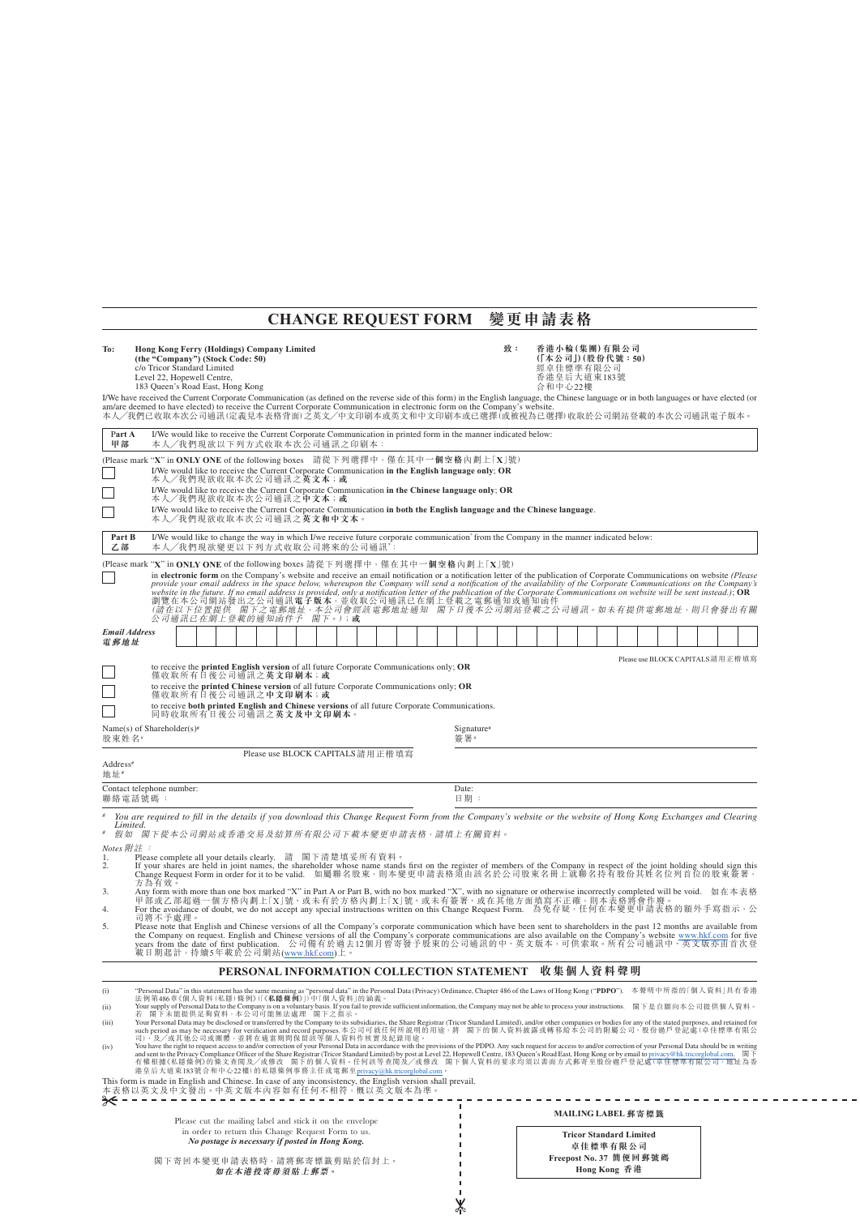# CHANGE REQUEST FORM 變更申請表格

To: **Hong Kong Ferry (Holdings) Company Limited**
**(the "Company") (Stock Code: 50)**
c/o Tricor Standard Limited
Level 22, Hopewell Centre,
183 Queen's Road East, Hong Kong

致： **香港小輪(集團)有限公司**
**(「本公司」)(股份代號：50)**
經卓佳標準有限公司
香港皇后大道東183號
合和中心22樓

I/We have received the Current Corporate Communication (as defined on the reverse side of this form) in the English language, the Chinese language or in both languages or have elected (or am/are deemed to have elected) to receive the Current Corporate Communication in electronic form on the Company's website.
本人╱我們已收取本次公司通訊(定義見本表格背面)之英文╱中文印刷本或英文和中文印刷本或已選擇(或被視為已選擇)收取於公司網站登載的本次公司通訊電子版本。

| **Part A 甲部** | I/We would like to receive the Current Corporate Communication in printed form in the manner indicated below: 本人╱我們現欲以下列方式收取本次公司通訊之印刷本： |
|---|---|

(Please mark "**X**" in **ONLY ONE** of the following boxes 請從下列選擇中，僅在其中一**個空格**內劃上「**X**」號)

- ☐ I/We would like to receive the Current Corporate Communication **in the English language only**; **OR**
  本人╱我們現欲收取本次公司通訊之**英文本**；**或**
- ☐ I/We would like to receive the Current Corporate Communication **in the Chinese language only**; **OR**
  本人╱我們現欲收取本次公司通訊之**中文本**；**或**
- ☐ I/We would like to receive the Current Corporate Communication **in both the English language and the Chinese language**.
  本人╱我們現欲收取本次公司通訊之**英文和中文本**。

| **Part B 乙部** | I/We would like to change the way in which I/we receive future corporate communication* from the Company in the manner indicated below: 本人╱我們現欲變更以下列方式收取本公司將來的公司通訊*： |
|---|---|

(Please mark "**X**" in **ONLY ONE** of the following boxes 請從下列選擇中，僅在其中一**個空格**內劃上「**X**」號)

- ☐ in **electronic form** on the Company's website and receive an email notification or a notification letter of the publication of Corporate Communications on website *(Please provide your email address in the space below, whereupon the Company will send a notification of the availability of the Corporate Communications on the Company's website in the future. If no email address is provided, only a notification letter of the publication of the Corporate Communications on website will be sent instead.)*; **OR**
  瀏覽在本公司網站發出之公司通訊**電子版本**，並收取公司通訊已在網上登載之電郵通知或通知函件
  *(請在以下位置提供 閣下之電郵地址，本公司會經該電郵地址通知 閣下日後本公司網站登載之公司通訊。如未有提供電郵地址，則只會發出有關公司通訊已在網上登載的通知函件予 閣下。)*；**或**

***Email Address 電郵地址*** ______________________________

Please use BLOCK CAPITALS請用正楷填寫

- ☐ to receive the **printed English version** of all future Corporate Communications only; **OR**
  僅收取所有日後公司通訊之**英文印刷本**；**或**
- ☐ to receive the **printed Chinese version** of all future Corporate Communications only; **OR**
  僅收取所有日後公司通訊之**中文印刷本**；**或**
- ☐ to receive **both printed English and Chinese versions** of all future Corporate Communications.
  同時收取所有日後公司通訊之**英文及中文印刷本**。

Name(s) of Shareholder(s)# 股東姓名# ______________________ Signature# 簽署# ______________________

Please use BLOCK CAPITALS請用正楷填寫

Address# 地址# ______________________

Contact telephone number: 聯絡電話號碼： ______________________ Date: 日期： ______________________

\# *You are required to fill in the details if you download this Change Request Form from the Company's website or the website of Hong Kong Exchanges and Clearing Limited.*
\# *假如 閣下從本公司網站或香港交易及結算所有限公司下載本變更申請表格，請填上有關資料。*

*Notes 附註：*

1. Please complete all your details clearly. 請 閣下清楚填妥所有資料。
2. If your shares are held in joint names, the shareholder whose name stands first on the register of members of the Company in respect of the joint holding should sign this Change Request Form in order for it to be valid. 如屬聯名股東，則本變更申請表格須由該名於公司股東名冊上就聯名持有股份其姓名位列首位的股東簽署，方為有效。
3. Any form with more than one box marked "X" in Part A or Part B, with no box marked "X", with no signature or otherwise incorrectly completed will be void. 如在本表格甲部或乙部超過一個方格內劃上「X」號、或未有於方格內劃上「X」號、或未有簽署、或在其他方面填寫不正確，則本表格將會作廢。
4. For the avoidance of doubt, we do not accept any special instructions written on this Change Request Form. 為免存疑，任何在本變更申請表格的額外手寫指示，公司將不予處理。
5. Please note that English and Chinese versions of all the Company's corporate communication which have been sent to shareholders in the past 12 months are available from the Company on request. English and Chinese versions of all the Company's corporate communication are also available on the Company's website www.hkf.com for five years from the date of first publication. 公司備有於過去12個月曾寄發予股東的公司通訊的中、英文版本，可供索取。所有公司通訊中、英文版亦由首次登載日期起計，持續5年載於公司網站(www.hkf.com)上。

## PERSONAL INFORMATION COLLECTION STATEMENT 收集個人資料聲明

(i) "Personal Data" in this statement has the same meaning as "personal data" in the Personal Data (Privacy) Ordinance, Chapter 486 of the Laws of Hong Kong ("**PDPO**"). 本聲明中所指的「個人資料」具有香港法例第486章《個人資料(私隱)條例》(「**《私隱條例》**」)中「個人資料」的涵義。

(ii) Your supply of Personal Data to the Company is on a voluntary basis. If you fail to provide sufficient information, the Company may not be able to process your instructions. 閣下是自願向本公司提供個人資料。若 閣下未能提供足夠資料，本公司可能無法處理 閣下之指示。

(iii) Your Personal Data may be disclosed or transferred by the Company to its subsidiaries, the Share Registrar (Tricor Standard Limited), and/or other companies or bodies for any of the stated purposes, and retained for such period as may be necessary for verification and record purposes. 本公司可就任何所說明的用途，將 閣下的個人資料披露或轉移給本公司的附屬公司、股份過戶登記處(卓佳標準有限公司)、及╱或其他公司或團體，並將在適當期間保留該等個人資料作核實及紀錄用途。

(iv) You have the right to request access to and/or correction of your Personal Data in accordance with the provisions of the PDPO. Any such request for access to and/or correction of your Personal Data should be in writing and sent to the Privacy Compliance Officer of the Share Registrar (Tricor Standard Limited) by post at Level 22, Hopewell Centre, 183 Queen's Road East, Hong Kong or by email to privacy@hk.tricorglobal.com. 閣下有權根據《私隱條例》的條文查閱及╱或修改 閣下的個人資料，任何該等查閱及╱或修改 閣下個人資料的要求均須以書面方式郵寄至股份過戶登記處(卓佳標準有限公司，地址為香港皇后大道東183號合和中心22樓)的私隱條例事務主任或電郵至privacy@hk.tricorglobal.com。

This form is made in English and Chinese. In case of any inconsistency, the English version shall prevail.
本表格以英文及中文發出。中英文版本內容如有任何不相符，概以英文版本為準。

Please cut the mailing label and stick it on the envelope in order to return this Change Request Form to us.
***No postage is necessary if posted in Hong Kong.***

閣下寄回本變更申請表格時，請將郵寄標籤剪貼於信封上。
***如在本港投寄毋須貼上郵票。***

**MAILING LABEL 郵寄標籤**

**Tricor Standard Limited**
**卓佳標準有限公司**
**Freepost No. 37 簡便回郵號碼**
**Hong Kong 香港**